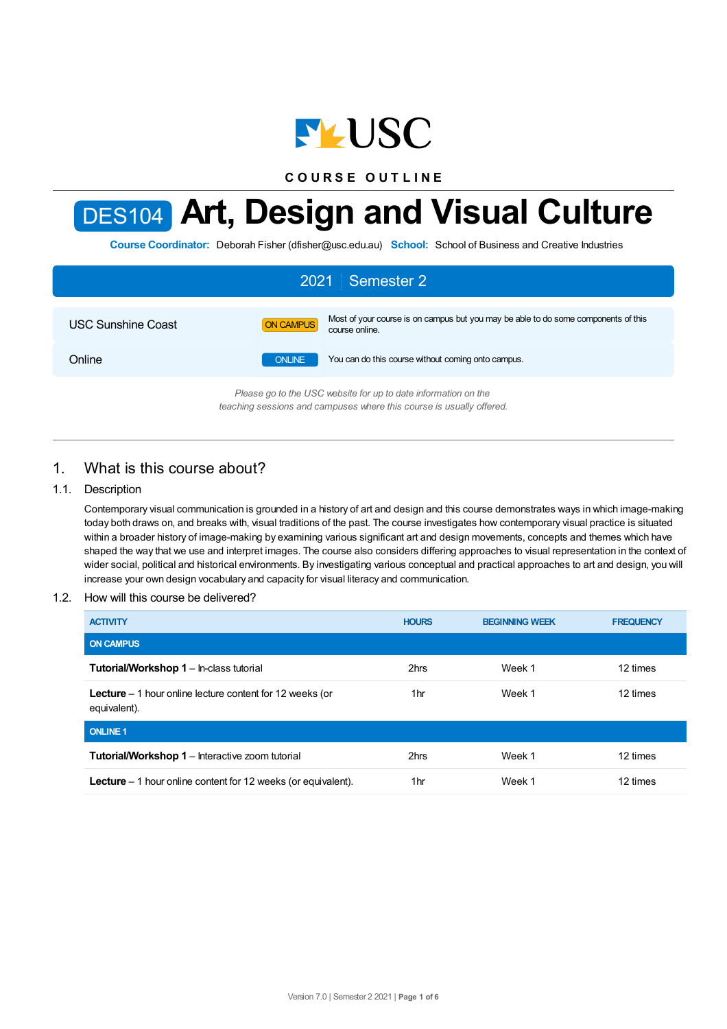COURSE OUTLINE

# DES104 Art, Design and Visual Culture

**Course Coordinator:** Deborah Fisher (dfisher@usc.edu.au) **School:** School of Business and Creative Industries

## 2021 | Semester 2

| | | |
|---|---|---|
| USC Sunshine Coast | ON CAMPUS | Most of your course is on campus but you may be able to do some components of this course online. |
| Online | ONLINE | You can do this course without coming onto campus. |

*Please go to the USC website for up to date information on the teaching sessions and campuses where this course is usually offered.*

## 1. What is this course about?

### 1.1. Description

Contemporary visual communication is grounded in a history of art and design and this course demonstrates ways in which image-making today both draws on, and breaks with, visual traditions of the past. The course investigates how contemporary visual practice is situated within a broader history of image-making by examining various significant art and design movements, concepts and themes which have shaped the way that we use and interpret images. The course also considers differing approaches to visual representation in the context of wider social, political and historical environments. By investigating various conceptual and practical approaches to art and design, you will increase your own design vocabulary and capacity for visual literacy and communication.

### 1.2. How will this course be delivered?

| ACTIVITY | HOURS | BEGINNING WEEK | FREQUENCY |
|---|---|---|---|
| **ON CAMPUS** | | | |
| **Tutorial/Workshop 1** – In-class tutorial | 2hrs | Week 1 | 12 times |
| **Lecture** – 1 hour online lecture content for 12 weeks (or equivalent). | 1hr | Week 1 | 12 times |
| **ONLINE 1** | | | |
| **Tutorial/Workshop 1** – Interactive zoom tutorial | 2hrs | Week 1 | 12 times |
| **Lecture** – 1 hour online content for 12 weeks (or equivalent). | 1hr | Week 1 | 12 times |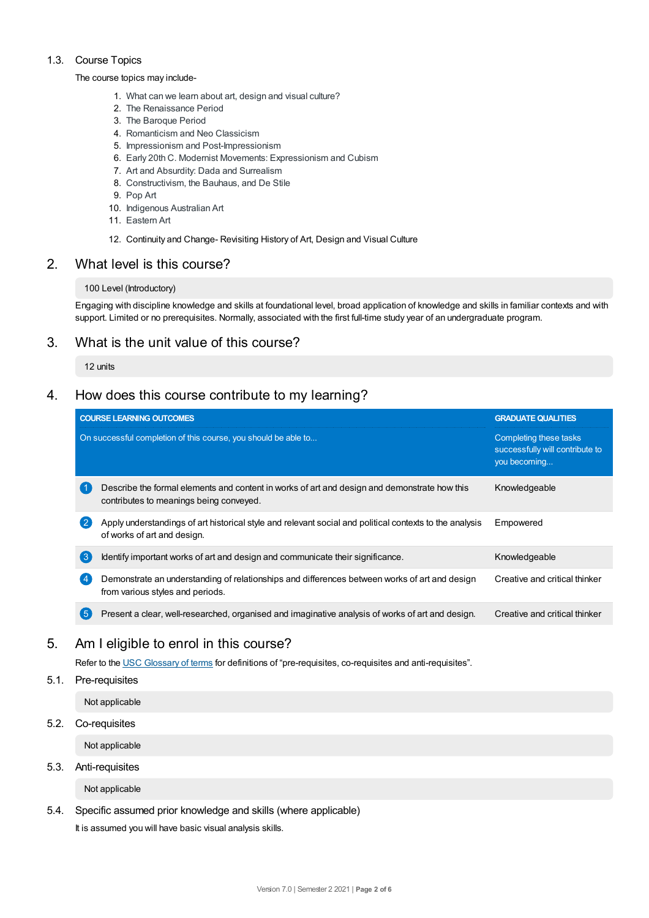### 1.3. Course Topics

The course topics may include-

1. What can we learn about art, design and visual culture?
2. The Renaissance Period
3. The Baroque Period
4. Romanticism and Neo Classicism
5. Impressionism and Post-Impressionism
6. Early 20th C. Modernist Movements: Expressionism and Cubism
7. Art and Absurdity: Dada and Surrealism
8. Constructivism, the Bauhaus, and De Stile
9. Pop Art
10. Indigenous Australian Art
11. Eastern Art
12. Continuity and Change- Revisiting History of Art, Design and Visual Culture

## 2. What level is this course?

100 Level (Introductory)

Engaging with discipline knowledge and skills at foundational level, broad application of knowledge and skills in familiar contexts and with support. Limited or no prerequisites. Normally, associated with the first full-time study year of an undergraduate program.

## 3. What is the unit value of this course?

12 units

## 4. How does this course contribute to my learning?

| | COURSE LEARNING OUTCOMES<br>On successful completion of this course, you should be able to... | GRADUATE QUALITIES<br>Completing these tasks successfully will contribute to you becoming... |
|---|---|---|
| 1 | Describe the formal elements and content in works of art and design and demonstrate how this contributes to meanings being conveyed. | Knowledgeable |
| 2 | Apply understandings of art historical style and relevant social and political contexts to the analysis of works of art and design. | Empowered |
| 3 | Identify important works of art and design and communicate their significance. | Knowledgeable |
| 4 | Demonstrate an understanding of relationships and differences between works of art and design from various styles and periods. | Creative and critical thinker |
| 5 | Present a clear, well-researched, organised and imaginative analysis of works of art and design. | Creative and critical thinker |

## 5. Am I eligible to enrol in this course?

Refer to the USC Glossary of terms for definitions of "pre-requisites, co-requisites and anti-requisites".

### 5.1. Pre-requisites

Not applicable

### 5.2. Co-requisites

Not applicable

### 5.3. Anti-requisites

Not applicable

### 5.4. Specific assumed prior knowledge and skills (where applicable)

It is assumed you will have basic visual analysis skills.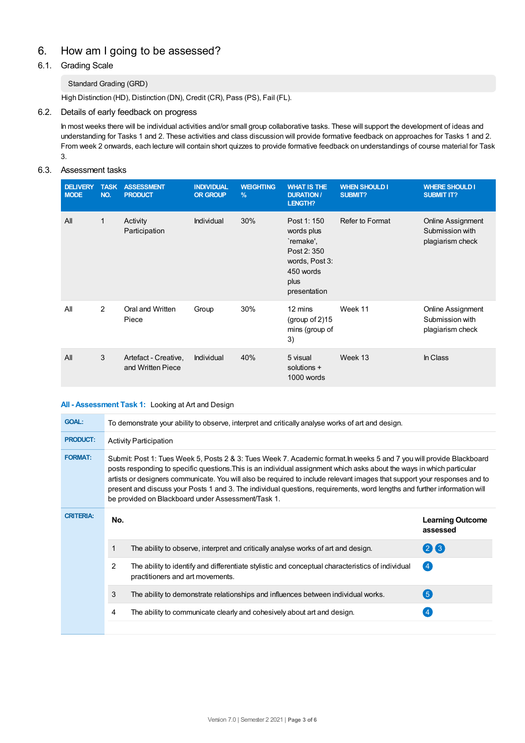# 6. How am I going to be assessed?

## 6.1. Grading Scale

Standard Grading (GRD)

High Distinction (HD), Distinction (DN), Credit (CR), Pass (PS), Fail (FL).

## 6.2. Details of early feedback on progress

In most weeks there will be individual activities and/or small group collaborative tasks. These will support the development of ideas and understanding for Tasks 1 and 2. These activities and class discussion will provide formative feedback on approaches for Tasks 1 and 2. From week 2 onwards, each lecture will contain short quizzes to provide formative feedback on understandings of course material for Task 3.

## 6.3. Assessment tasks

| DELIVERY MODE | TASK NO. | ASSESSMENT PRODUCT | INDIVIDUAL OR GROUP | WEIGHTING % | WHAT IS THE DURATION / LENGTH? | WHEN SHOULD I SUBMIT? | WHERE SHOULD I SUBMIT IT? |
|---|---|---|---|---|---|---|---|
| All | 1 | Activity Participation | Individual | 30% | Post 1: 150 words plus `remake', Post 2: 350 words, Post 3: 450 words plus presentation | Refer to Format | Online Assignment Submission with plagiarism check |
| All | 2 | Oral and Written Piece | Group | 30% | 12 mins (group of 2)15 mins (group of 3) | Week 11 | Online Assignment Submission with plagiarism check |
| All | 3 | Artefact - Creative, and Written Piece | Individual | 40% | 5 visual solutions + 1000 words | Week 13 | In Class |

**All - Assessment Task 1:** Looking at Art and Design

| | |
|---|---|
| **GOAL:** | To demonstrate your ability to observe, interpret and critically analyse works of art and design. |
| **PRODUCT:** | Activity Participation |
| **FORMAT:** | Submit: Post 1: Tues Week 5, Posts 2 & 3: Tues Week 7. Academic format.In weeks 5 and 7 you will provide Blackboard posts responding to specific questions.This is an individual assignment which asks about the ways in which particular artists or designers communicate. You will also be required to include relevant images that support your responses and to present and discuss your Posts 1 and 3. The individual questions, requirements, word lengths and further information will be provided on Blackboard under Assessment/Task 1. |

**CRITERIA:**

| No. | | Learning Outcome assessed |
|---|---|---|
| 1 | The ability to observe, interpret and critically analyse works of art and design. | 2 3 |
| 2 | The ability to identify and differentiate stylistic and conceptual characteristics of individual practitioners and art movements. | 4 |
| 3 | The ability to demonstrate relationships and influences between individual works. | 5 |
| 4 | The ability to communicate clearly and cohesively about art and design. | 4 |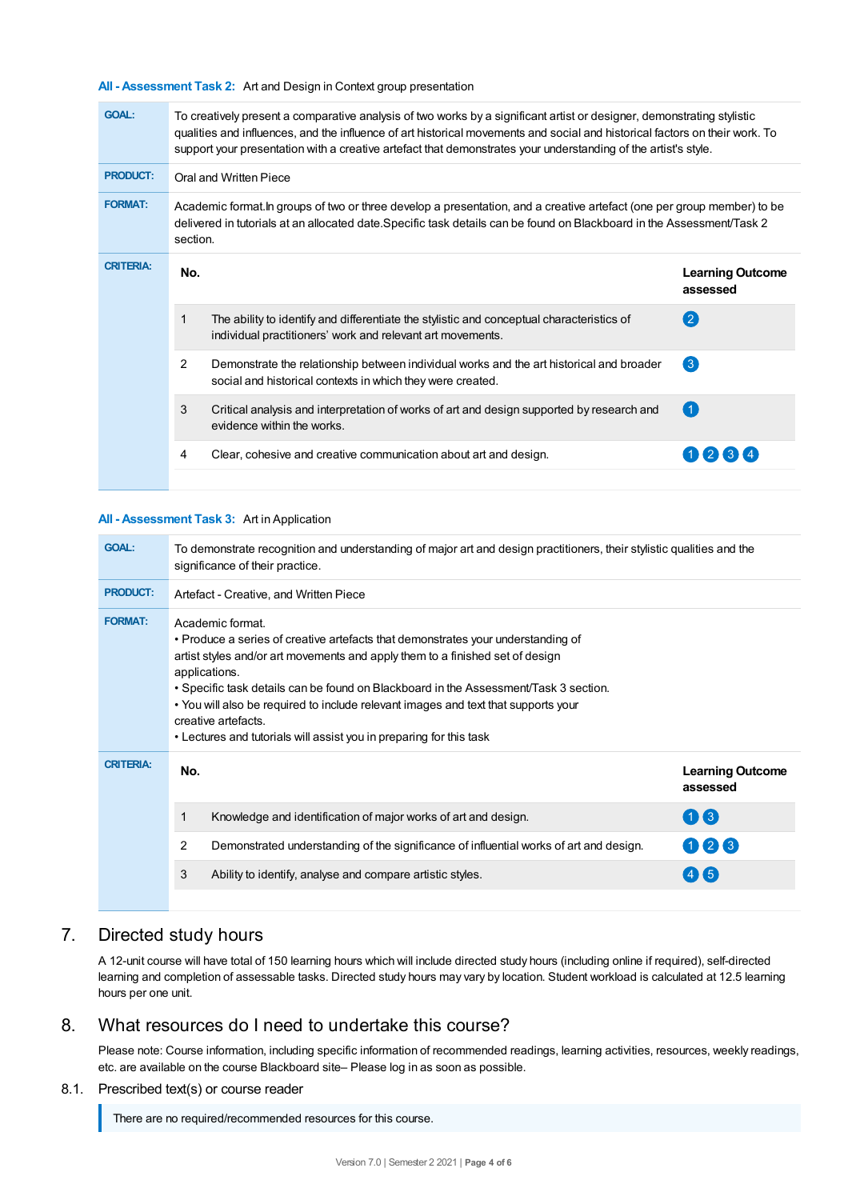**All - Assessment Task 2:** Art and Design in Context group presentation

| | |
|---|---|
| **GOAL:** | To creatively present a comparative analysis of two works by a significant artist or designer, demonstrating stylistic qualities and influences, and the influence of art historical movements and social and historical factors on their work. To support your presentation with a creative artefact that demonstrates your understanding of the artist's style. |
| **PRODUCT:** | Oral and Written Piece |
| **FORMAT:** | Academic format.In groups of two or three develop a presentation, and a creative artefact (one per group member) to be delivered in tutorials at an allocated date.Specific task details can be found on Blackboard in the Assessment/Task 2 section. |

**CRITERIA:**

| No. | | Learning Outcome assessed |
|---|---|---|
| 1 | The ability to identify and differentiate the stylistic and conceptual characteristics of individual practitioners' work and relevant art movements. | 2 |
| 2 | Demonstrate the relationship between individual works and the art historical and broader social and historical contexts in which they were created. | 3 |
| 3 | Critical analysis and interpretation of works of art and design supported by research and evidence within the works. | 1 |
| 4 | Clear, cohesive and creative communication about art and design. | 1 2 3 4 |

**All - Assessment Task 3:** Art in Application

| | |
|---|---|
| **GOAL:** | To demonstrate recognition and understanding of major art and design practitioners, their stylistic qualities and the significance of their practice. |
| **PRODUCT:** | Artefact - Creative, and Written Piece |
| **FORMAT:** | Academic format.<br>• Produce a series of creative artefacts that demonstrates your understanding of artist styles and/or art movements and apply them to a finished set of design applications.<br>• Specific task details can be found on Blackboard in the Assessment/Task 3 section.<br>• You will also be required to include relevant images and text that supports your creative artefacts.<br>• Lectures and tutorials will assist you in preparing for this task |

**CRITERIA:**

| No. | | Learning Outcome assessed |
|---|---|---|
| 1 | Knowledge and identification of major works of art and design. | 1 3 |
| 2 | Demonstrated understanding of the significance of influential works of art and design. | 1 2 3 |
| 3 | Ability to identify, analyse and compare artistic styles. | 4 5 |

## 7. Directed study hours

A 12-unit course will have total of 150 learning hours which will include directed study hours (including online if required), self-directed learning and completion of assessable tasks. Directed study hours may vary by location. Student workload is calculated at 12.5 learning hours per one unit.

## 8. What resources do I need to undertake this course?

Please note: Course information, including specific information of recommended readings, learning activities, resources, weekly readings, etc. are available on the course Blackboard site– Please log in as soon as possible.

### 8.1. Prescribed text(s) or course reader

There are no required/recommended resources for this course.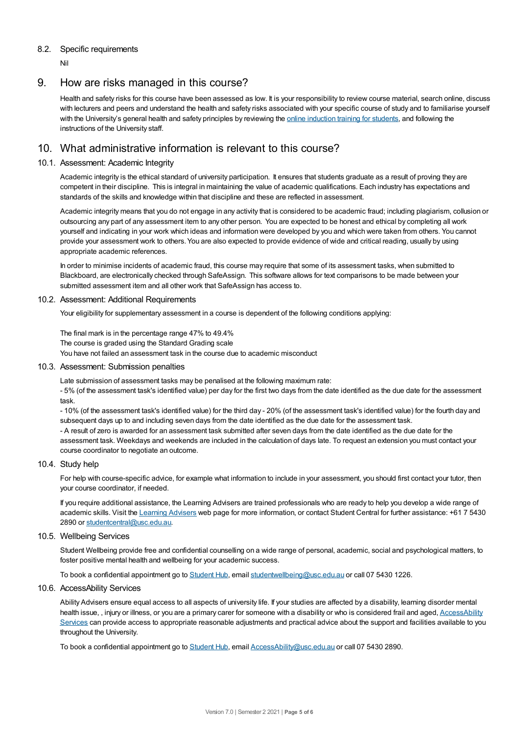### 8.2. Specific requirements

Nil

## 9. How are risks managed in this course?

Health and safety risks for this course have been assessed as low. It is your responsibility to review course material, search online, discuss with lecturers and peers and understand the health and safety risks associated with your specific course of study and to familiarise yourself with the University's general health and safety principles by reviewing the [online induction training for students](), and following the instructions of the University staff.

## 10. What administrative information is relevant to this course?

### 10.1. Assessment: Academic Integrity

Academic integrity is the ethical standard of university participation. It ensures that students graduate as a result of proving they are competent in their discipline. This is integral in maintaining the value of academic qualifications. Each industry has expectations and standards of the skills and knowledge within that discipline and these are reflected in assessment.

Academic integrity means that you do not engage in any activity that is considered to be academic fraud; including plagiarism, collusion or outsourcing any part of any assessment item to any other person. You are expected to be honest and ethical by completing all work yourself and indicating in your work which ideas and information were developed by you and which were taken from others. You cannot provide your assessment work to others. You are also expected to provide evidence of wide and critical reading, usually by using appropriate academic references.

In order to minimise incidents of academic fraud, this course may require that some of its assessment tasks, when submitted to Blackboard, are electronically checked through SafeAssign. This software allows for text comparisons to be made between your submitted assessment item and all other work that SafeAssign has access to.

### 10.2. Assessment: Additional Requirements

Your eligibility for supplementary assessment in a course is dependent of the following conditions applying:

The final mark is in the percentage range 47% to 49.4%
The course is graded using the Standard Grading scale
You have not failed an assessment task in the course due to academic misconduct

### 10.3. Assessment: Submission penalties

Late submission of assessment tasks may be penalised at the following maximum rate:
- 5% (of the assessment task's identified value) per day for the first two days from the date identified as the due date for the assessment task.
- 10% (of the assessment task's identified value) for the third day - 20% (of the assessment task's identified value) for the fourth day and subsequent days up to and including seven days from the date identified as the due date for the assessment task.
- A result of zero is awarded for an assessment task submitted after seven days from the date identified as the due date for the assessment task. Weekdays and weekends are included in the calculation of days late. To request an extension you must contact your course coordinator to negotiate an outcome.

### 10.4. Study help

For help with course-specific advice, for example what information to include in your assessment, you should first contact your tutor, then your course coordinator, if needed.

If you require additional assistance, the Learning Advisers are trained professionals who are ready to help you develop a wide range of academic skills. Visit the [Learning Advisers]() web page for more information, or contact Student Central for further assistance: +61 7 5430 2890 or [studentcentral@usc.edu.au]().

### 10.5. Wellbeing Services

Student Wellbeing provide free and confidential counselling on a wide range of personal, academic, social and psychological matters, to foster positive mental health and wellbeing for your academic success.

To book a confidential appointment go to [Student Hub](), email [studentwellbeing@usc.edu.au]() or call 07 5430 1226.

### 10.6. AccessAbility Services

Ability Advisers ensure equal access to all aspects of university life. If your studies are affected by a disability, learning disorder mental health issue, , injury or illness, or you are a primary carer for someone with a disability or who is considered frail and aged, [AccessAbility Services]() can provide access to appropriate reasonable adjustments and practical advice about the support and facilities available to you throughout the University.

To book a confidential appointment go to [Student Hub](), email [AccessAbility@usc.edu.au]() or call 07 5430 2890.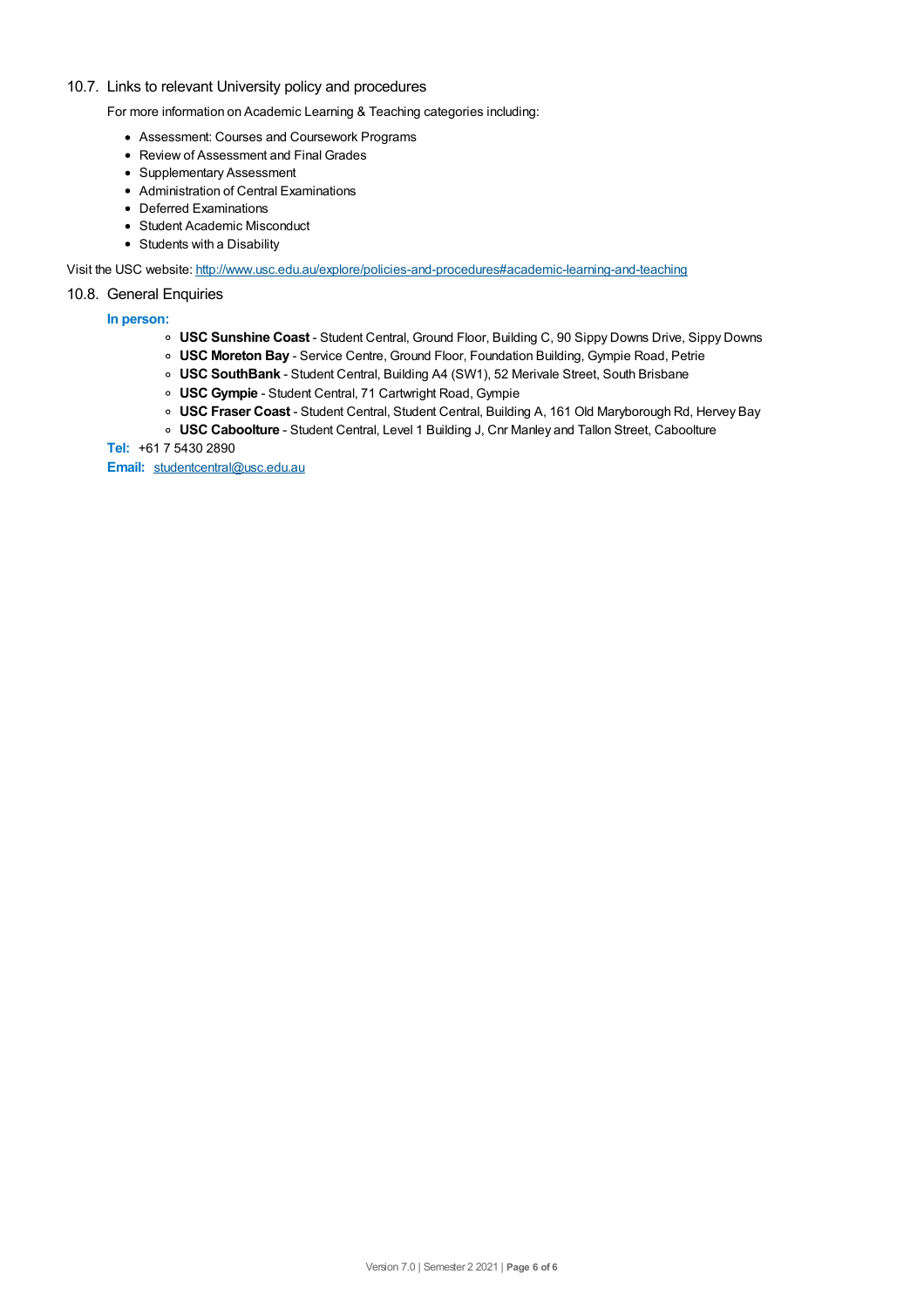### 10.7. Links to relevant University policy and procedures

For more information on Academic Learning & Teaching categories including:

- Assessment: Courses and Coursework Programs
- Review of Assessment and Final Grades
- Supplementary Assessment
- Administration of Central Examinations
- Deferred Examinations
- Student Academic Misconduct
- Students with a Disability

Visit the USC website: [http://www.usc.edu.au/explore/policies-and-procedures#academic-learning-and-teaching](http://www.usc.edu.au/explore/policies-and-procedures#academic-learning-and-teaching)

### 10.8. General Enquiries

**In person:**

- **USC Sunshine Coast** - Student Central, Ground Floor, Building C, 90 Sippy Downs Drive, Sippy Downs
- **USC Moreton Bay** - Service Centre, Ground Floor, Foundation Building, Gympie Road, Petrie
- **USC SouthBank** - Student Central, Building A4 (SW1), 52 Merivale Street, South Brisbane
- **USC Gympie** - Student Central, 71 Cartwright Road, Gympie
- **USC Fraser Coast** - Student Central, Student Central, Building A, 161 Old Maryborough Rd, Hervey Bay
- **USC Caboolture** - Student Central, Level 1 Building J, Cnr Manley and Tallon Street, Caboolture

**Tel:** +61 7 5430 2890

**Email:** [studentcentral@usc.edu.au](mailto:studentcentral@usc.edu.au)